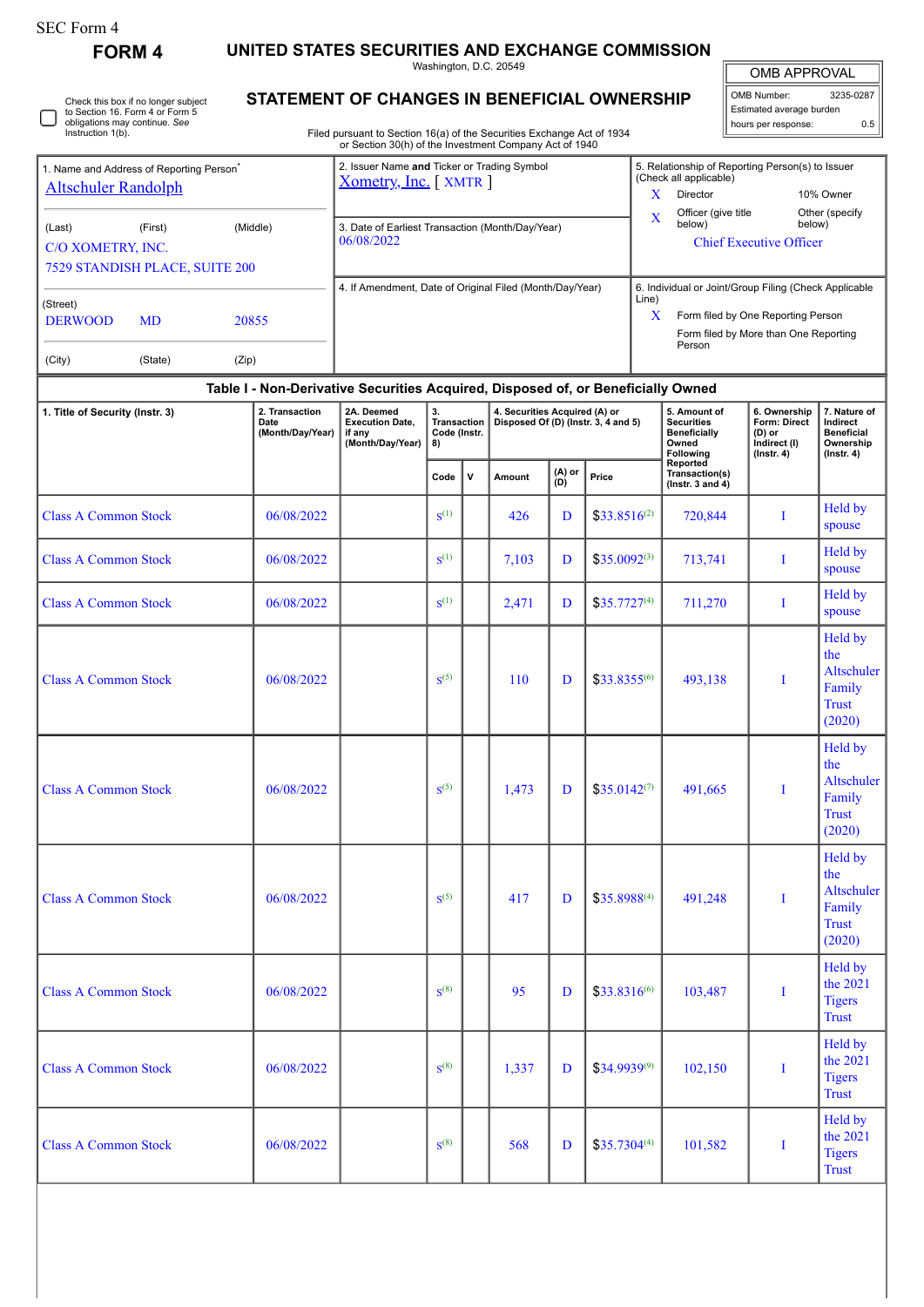SEC Form 4

## FORM 4

# UNITED STATES SECURITIES AND EXCHANGE COMMISSION

Washington, D.C. 20549

## STATEMENT OF CHANGES IN BENEFICIAL OWNERSHIP

Filed pursuant to Section 16(a) of the Securities Exchange Act of 1934 or Section 30(h) of the Investment Company Act of 1940

☐ Check this box if no longer subject to Section 16. Form 4 or Form 5 obligations may continue. *See* Instruction 1(b).

| OMB APPROVAL | |
|---|---|
| OMB Number: | 3235-0287 |
| Estimated average burden | |
| hours per response: | 0.5 |

| 1. Name and Address of Reporting Person* | 2. Issuer Name and Ticker or Trading Symbol | 5. Relationship of Reporting Person(s) to Issuer (Check all applicable) |
|---|---|---|
| Altschuler Randolph | Xometry, Inc. [ XMTR ] | X Director; 10% Owner |
| (Last) (First) (Middle) C/O XOMETRY, INC. 7529 STANDISH PLACE, SUITE 200 | 3. Date of Earliest Transaction (Month/Day/Year) 06/08/2022 | X Officer (give title below); Other (specify below) Chief Executive Officer |
| (Street) DERWOOD MD 20855 (City) (State) (Zip) | 4. If Amendment, Date of Original Filed (Month/Day/Year) | 6. Individual or Joint/Group Filing (Check Applicable Line) X Form filed by One Reporting Person; Form filed by More than One Reporting Person |

### Table I - Non-Derivative Securities Acquired, Disposed of, or Beneficially Owned

| 1. Title of Security (Instr. 3) | 2. Transaction Date (Month/Day/Year) | 2A. Deemed Execution Date, if any (Month/Day/Year) | 3. Transaction Code (Instr. 8) | | 4. Securities Acquired (A) or Disposed Of (D) (Instr. 3, 4 and 5) | | | 5. Amount of Securities Beneficially Owned Following Reported Transaction(s) (Instr. 3 and 4) | 6. Ownership Form: Direct (D) or Indirect (I) (Instr. 4) | 7. Nature of Indirect Beneficial Ownership (Instr. 4) |
|---|---|---|---|---|---|---|---|---|---|---|
| | | | Code | V | Amount | (A) or (D) | Price | | | |
| Class A Common Stock | 06/08/2022 | | S[(1)] | | 426 | D | $33.8516[(2)] | 720,844 | I | Held by spouse |
| Class A Common Stock | 06/08/2022 | | S[(1)] | | 7,103 | D | $35.0092[(3)] | 713,741 | I | Held by spouse |
| Class A Common Stock | 06/08/2022 | | S[(1)] | | 2,471 | D | $35.7727[(4)] | 711,270 | I | Held by spouse |
| Class A Common Stock | 06/08/2022 | | S[(5)] | | 110 | D | $33.8355[(6)] | 493,138 | I | Held by the Altschuler Family Trust (2020) |
| Class A Common Stock | 06/08/2022 | | S[(5)] | | 1,473 | D | $35.0142[(7)] | 491,665 | I | Held by the Altschuler Family Trust (2020) |
| Class A Common Stock | 06/08/2022 | | S[(5)] | | 417 | D | $35.8988[(4)] | 491,248 | I | Held by the Altschuler Family Trust (2020) |
| Class A Common Stock | 06/08/2022 | | S[(8)] | | 95 | D | $33.8316[(6)] | 103,487 | I | Held by the 2021 Tigers Trust |
| Class A Common Stock | 06/08/2022 | | S[(8)] | | 1,337 | D | $34.9939[(9)] | 102,150 | I | Held by the 2021 Tigers Trust |
| Class A Common Stock | 06/08/2022 | | S[(8)] | | 568 | D | $35.7304[(4)] | 101,582 | I | Held by the 2021 Tigers Trust |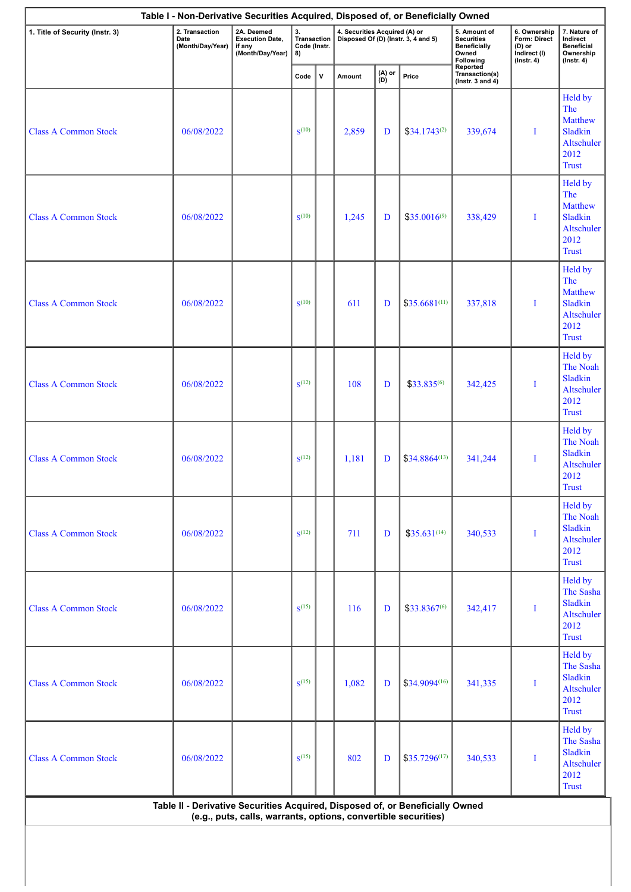## Table I - Non-Derivative Securities Acquired, Disposed of, or Beneficially Owned

| 1. Title of Security (Instr. 3) | 2. Transaction Date (Month/Day/Year) | 2A. Deemed Execution Date, if any (Month/Day/Year) | 3. Transaction Code (Instr. 8) | | 4. Securities Acquired (A) or Disposed Of (D) (Instr. 3, 4 and 5) | | | 5. Amount of Securities Beneficially Owned Following Reported Transaction(s) (Instr. 3 and 4) | 6. Ownership Form: Direct (D) or Indirect (I) (Instr. 4) | 7. Nature of Indirect Beneficial Ownership (Instr. 4) |
|---|---|---|---|---|---|---|---|---|---|---|
| | | | Code | V | Amount | (A) or (D) | Price | | | |
| Class A Common Stock | 06/08/2022 | | S[10] | | 2,859 | D | $34.1743[2] | 339,674 | I | Held by The Matthew Sladkin Altschuler 2012 Trust |
| Class A Common Stock | 06/08/2022 | | S[10] | | 1,245 | D | $35.0016[9] | 338,429 | I | Held by The Matthew Sladkin Altschuler 2012 Trust |
| Class A Common Stock | 06/08/2022 | | S[10] | | 611 | D | $35.6681[11] | 337,818 | I | Held by The Matthew Sladkin Altschuler 2012 Trust |
| Class A Common Stock | 06/08/2022 | | S[12] | | 108 | D | $33.835[6] | 342,425 | I | Held by The Noah Sladkin Altschuler 2012 Trust |
| Class A Common Stock | 06/08/2022 | | S[12] | | 1,181 | D | $34.8864[13] | 341,244 | I | Held by The Noah Sladkin Altschuler 2012 Trust |
| Class A Common Stock | 06/08/2022 | | S[12] | | 711 | D | $35.631[14] | 340,533 | I | Held by The Noah Sladkin Altschuler 2012 Trust |
| Class A Common Stock | 06/08/2022 | | S[15] | | 116 | D | $33.8367[6] | 342,417 | I | Held by The Sasha Sladkin Altschuler 2012 Trust |
| Class A Common Stock | 06/08/2022 | | S[15] | | 1,082 | D | $34.9094[16] | 341,335 | I | Held by The Sasha Sladkin Altschuler 2012 Trust |
| Class A Common Stock | 06/08/2022 | | S[15] | | 802 | D | $35.7296[17] | 340,533 | I | Held by The Sasha Sladkin Altschuler 2012 Trust |

## Table II - Derivative Securities Acquired, Disposed of, or Beneficially Owned
(e.g., puts, calls, warrants, options, convertible securities)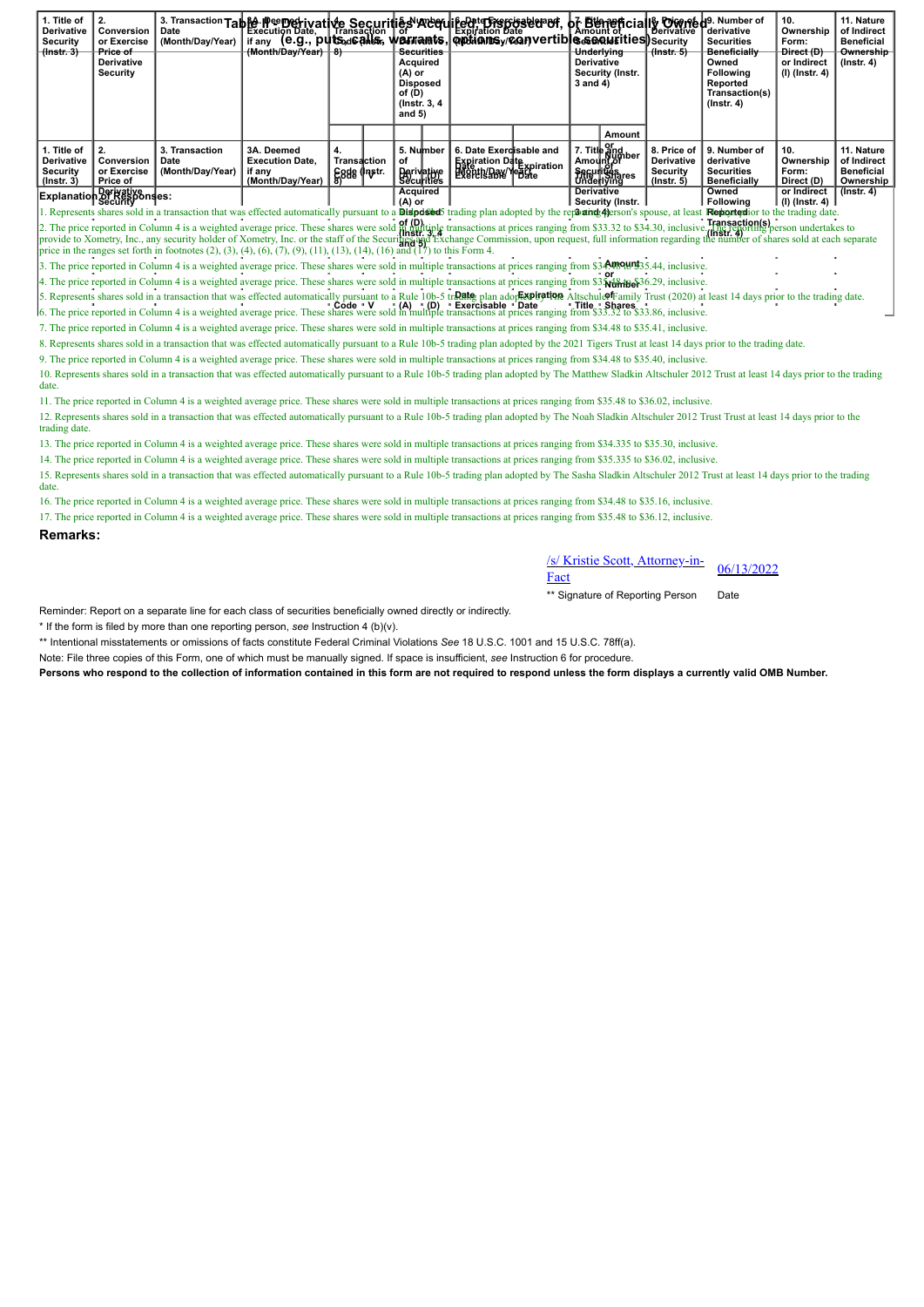## Table II - Derivative Securities Acquired, Disposed of, or Beneficially Owned
### (e.g., puts, calls, warrants, options, convertible securities)

| 1. Title of Derivative Security (Instr. 3) | 2. Conversion or Exercise Price of Derivative Security | 3. Transaction Date (Month/Day/Year) | 3A. Deemed Execution Date, if any (Month/Day/Year) | 4. Transaction Code (Instr. 8) | | 5. Number of Derivative Securities Acquired (A) or Disposed of (D) (Instr. 3, 4 and 5) | | 6. Date Exercisable and Expiration Date (Month/Day/Year) | | 7. Title and Amount of Securities Underlying Derivative Security (Instr. 3 and 4) | | 8. Price of Derivative Security (Instr. 5) | 9. Number of derivative Securities Beneficially Owned Following Reported Transaction(s) (Instr. 4) | 10. Ownership Form: Direct (D) or Indirect (I) (Instr. 4) | 11. Nature of Indirect Beneficial Ownership (Instr. 4) |
|---|---|---|---|---|---|---|---|---|---|---|---|---|---|---|---|
| | | | | Code | V | (A) | (D) | Date Exercisable | Expiration Date | Title | Amount or Number of Shares | | | | |

**Explanation of Responses:**

1. Represents shares sold in a transaction that was effected automatically pursuant to a Rule 10b5 trading plan adopted by the reporting person's spouse, at least 14 days prior to the trading date.

2. The price reported in Column 4 is a weighted average price. These shares were sold in multiple transactions at prices ranging from $33.32 to $34.30, inclusive. The reporting person undertakes to provide to Xometry, Inc., any security holder of Xometry, Inc. or the staff of the Securities and Exchange Commission, upon request, full information regarding the number of shares sold at each separate price in the ranges set forth in footnotes (2), (3), (4), (6), (7), (9), (11), (13), (14), (16) and (17) to this Form 4.

3. The price reported in Column 4 is a weighted average price. These shares were sold in multiple transactions at prices ranging from $34.48 to $35.44, inclusive.

4. The price reported in Column 4 is a weighted average price. These shares were sold in multiple transactions at prices ranging from $35.48 to $36.29, inclusive.

5. Represents shares sold in a transaction that was effected automatically pursuant to a Rule 10b-5 trading plan adopted by the Altschuler Family Trust (2020) at least 14 days prior to the trading date.

6. The price reported in Column 4 is a weighted average price. These shares were sold in multiple transactions at prices ranging from $33.32 to $33.86, inclusive.

7. The price reported in Column 4 is a weighted average price. These shares were sold in multiple transactions at prices ranging from $34.48 to $35.41, inclusive.

8. Represents shares sold in a transaction that was effected automatically pursuant to a Rule 10b-5 trading plan adopted by the 2021 Tigers Trust at least 14 days prior to the trading date.

9. The price reported in Column 4 is a weighted average price. These shares were sold in multiple transactions at prices ranging from $34.48 to $35.40, inclusive.

10. Represents shares sold in a transaction that was effected automatically pursuant to a Rule 10b-5 trading plan adopted by The Matthew Sladkin Altschuler 2012 Trust at least 14 days prior to the trading date.

11. The price reported in Column 4 is a weighted average price. These shares were sold in multiple transactions at prices ranging from $35.48 to $36.02, inclusive.

12. Represents shares sold in a transaction that was effected automatically pursuant to a Rule 10b-5 trading plan adopted by The Noah Sladkin Altschuler 2012 Trust Trust at least 14 days prior to the trading date.

13. The price reported in Column 4 is a weighted average price. These shares were sold in multiple transactions at prices ranging from $34.335 to $35.30, inclusive.

14. The price reported in Column 4 is a weighted average price. These shares were sold in multiple transactions at prices ranging from $35.335 to $36.02, inclusive.

15. Represents shares sold in a transaction that was effected automatically pursuant to a Rule 10b-5 trading plan adopted by The Sasha Sladkin Altschuler 2012 Trust at least 14 days prior to the trading date.

16. The price reported in Column 4 is a weighted average price. These shares were sold in multiple transactions at prices ranging from $34.48 to $35.16, inclusive.

17. The price reported in Column 4 is a weighted average price. These shares were sold in multiple transactions at prices ranging from $35.48 to $36.12, inclusive.

**Remarks:**

/s/ Kristie Scott, Attorney-in-Fact — 06/13/2022

** Signature of Reporting Person — Date

Reminder: Report on a separate line for each class of securities beneficially owned directly or indirectly.

* If the form is filed by more than one reporting person, *see* Instruction 4 (b)(v).

** Intentional misstatements or omissions of facts constitute Federal Criminal Violations *See* 18 U.S.C. 1001 and 15 U.S.C. 78ff(a).

Note: File three copies of this Form, one of which must be manually signed. If space is insufficient, *see* Instruction 6 for procedure.

**Persons who respond to the collection of information contained in this form are not required to respond unless the form displays a currently valid OMB Number.**